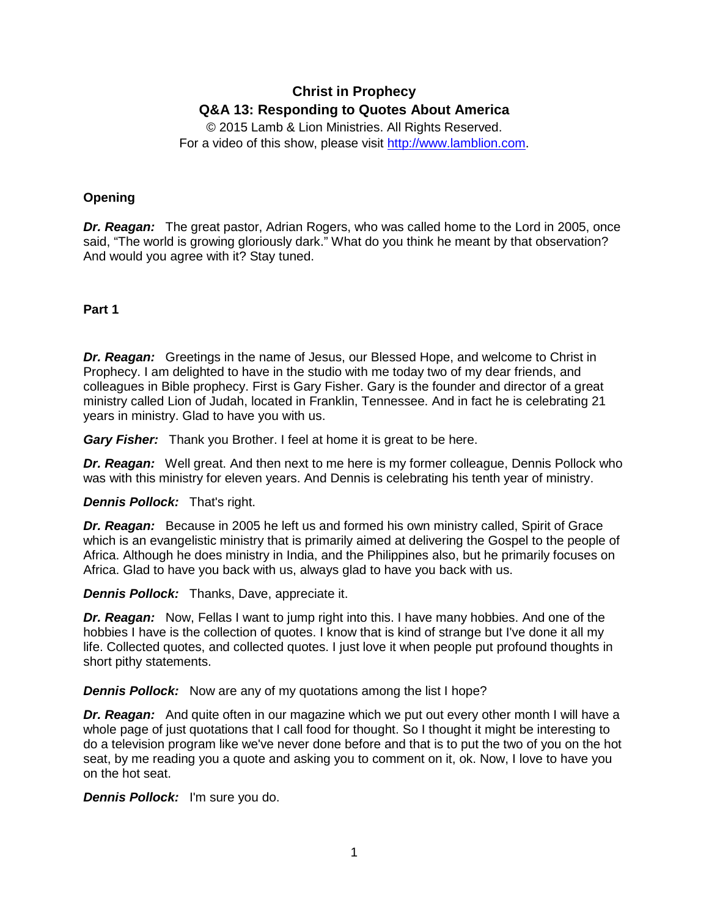# Christ in Prophecy

## Q&A 13: Responding to Quotes About America

© 2015 Lamb & Lion Ministries. All Rights Reserved.
For a video of this show, please visit [http://www.lamblion.com](http://www.lamblion.com).

### Opening

***Dr. Reagan:*** The great pastor, Adrian Rogers, who was called home to the Lord in 2005, once said, "The world is growing gloriously dark." What do you think he meant by that observation? And would you agree with it? Stay tuned.

### Part 1

***Dr. Reagan:*** Greetings in the name of Jesus, our Blessed Hope, and welcome to Christ in Prophecy. I am delighted to have in the studio with me today two of my dear friends, and colleagues in Bible prophecy. First is Gary Fisher. Gary is the founder and director of a great ministry called Lion of Judah, located in Franklin, Tennessee. And in fact he is celebrating 21 years in ministry. Glad to have you with us.

***Gary Fisher:*** Thank you Brother. I feel at home it is great to be here.

***Dr. Reagan:*** Well great. And then next to me here is my former colleague, Dennis Pollock who was with this ministry for eleven years. And Dennis is celebrating his tenth year of ministry.

***Dennis Pollock:*** That's right.

***Dr. Reagan:*** Because in 2005 he left us and formed his own ministry called, Spirit of Grace which is an evangelistic ministry that is primarily aimed at delivering the Gospel to the people of Africa. Although he does ministry in India, and the Philippines also, but he primarily focuses on Africa. Glad to have you back with us, always glad to have you back with us.

***Dennis Pollock:*** Thanks, Dave, appreciate it.

***Dr. Reagan:*** Now, Fellas I want to jump right into this. I have many hobbies. And one of the hobbies I have is the collection of quotes. I know that is kind of strange but I've done it all my life. Collected quotes, and collected quotes. I just love it when people put profound thoughts in short pithy statements.

***Dennis Pollock:*** Now are any of my quotations among the list I hope?

***Dr. Reagan:*** And quite often in our magazine which we put out every other month I will have a whole page of just quotations that I call food for thought. So I thought it might be interesting to do a television program like we've never done before and that is to put the two of you on the hot seat, by me reading you a quote and asking you to comment on it, ok. Now, I love to have you on the hot seat.

***Dennis Pollock:*** I'm sure you do.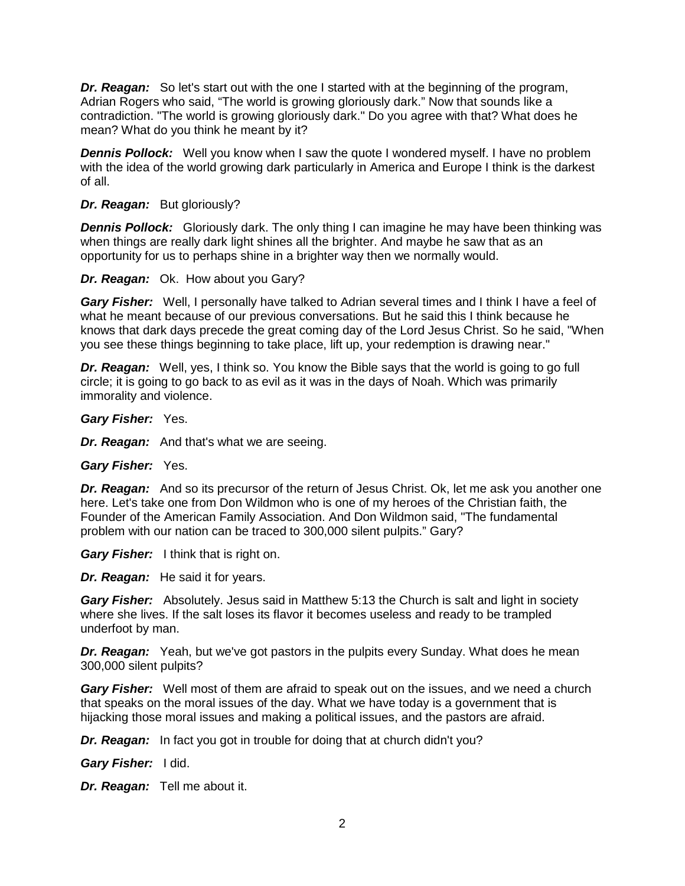***Dr. Reagan:*** So let's start out with the one I started with at the beginning of the program, Adrian Rogers who said, "The world is growing gloriously dark." Now that sounds like a contradiction. "The world is growing gloriously dark." Do you agree with that? What does he mean? What do you think he meant by it?

***Dennis Pollock:*** Well you know when I saw the quote I wondered myself. I have no problem with the idea of the world growing dark particularly in America and Europe I think is the darkest of all.

***Dr. Reagan:*** But gloriously?

***Dennis Pollock:*** Gloriously dark. The only thing I can imagine he may have been thinking was when things are really dark light shines all the brighter. And maybe he saw that as an opportunity for us to perhaps shine in a brighter way then we normally would.

***Dr. Reagan:*** Ok. How about you Gary?

***Gary Fisher:*** Well, I personally have talked to Adrian several times and I think I have a feel of what he meant because of our previous conversations. But he said this I think because he knows that dark days precede the great coming day of the Lord Jesus Christ. So he said, "When you see these things beginning to take place, lift up, your redemption is drawing near."

***Dr. Reagan:*** Well, yes, I think so. You know the Bible says that the world is going to go full circle; it is going to go back to as evil as it was in the days of Noah. Which was primarily immorality and violence.

***Gary Fisher:*** Yes.

***Dr. Reagan:*** And that's what we are seeing.

***Gary Fisher:*** Yes.

***Dr. Reagan:*** And so its precursor of the return of Jesus Christ. Ok, let me ask you another one here. Let's take one from Don Wildmon who is one of my heroes of the Christian faith, the Founder of the American Family Association. And Don Wildmon said, "The fundamental problem with our nation can be traced to 300,000 silent pulpits." Gary?

***Gary Fisher:*** I think that is right on.

***Dr. Reagan:*** He said it for years.

***Gary Fisher:*** Absolutely. Jesus said in Matthew 5:13 the Church is salt and light in society where she lives. If the salt loses its flavor it becomes useless and ready to be trampled underfoot by man.

***Dr. Reagan:*** Yeah, but we've got pastors in the pulpits every Sunday. What does he mean 300,000 silent pulpits?

***Gary Fisher:*** Well most of them are afraid to speak out on the issues, and we need a church that speaks on the moral issues of the day. What we have today is a government that is hijacking those moral issues and making a political issues, and the pastors are afraid.

***Dr. Reagan:*** In fact you got in trouble for doing that at church didn't you?

***Gary Fisher:*** I did.

***Dr. Reagan:*** Tell me about it.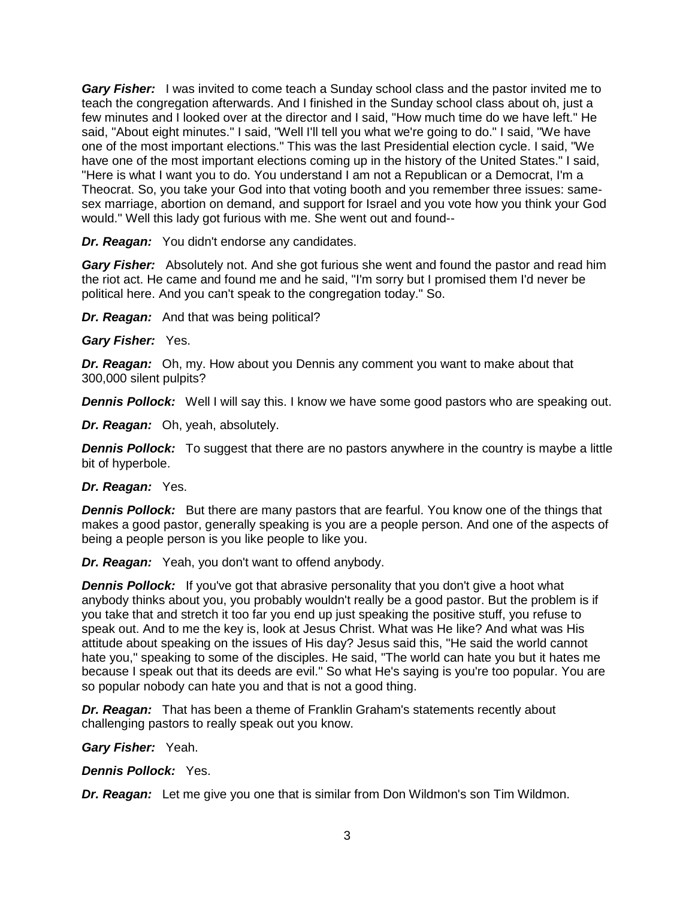***Gary Fisher:*** I was invited to come teach a Sunday school class and the pastor invited me to teach the congregation afterwards. And I finished in the Sunday school class about oh, just a few minutes and I looked over at the director and I said, "How much time do we have left." He said, "About eight minutes." I said, "Well I'll tell you what we're going to do." I said, "We have one of the most important elections." This was the last Presidential election cycle. I said, "We have one of the most important elections coming up in the history of the United States." I said, "Here is what I want you to do. You understand I am not a Republican or a Democrat, I'm a Theocrat. So, you take your God into that voting booth and you remember three issues: same-sex marriage, abortion on demand, and support for Israel and you vote how you think your God would." Well this lady got furious with me. She went out and found--

***Dr. Reagan:*** You didn't endorse any candidates.

***Gary Fisher:*** Absolutely not. And she got furious she went and found the pastor and read him the riot act. He came and found me and he said, "I'm sorry but I promised them I'd never be political here. And you can't speak to the congregation today." So.

***Dr. Reagan:*** And that was being political?

***Gary Fisher:*** Yes.

***Dr. Reagan:*** Oh, my. How about you Dennis any comment you want to make about that 300,000 silent pulpits?

***Dennis Pollock:*** Well I will say this. I know we have some good pastors who are speaking out.

***Dr. Reagan:*** Oh, yeah, absolutely.

***Dennis Pollock:*** To suggest that there are no pastors anywhere in the country is maybe a little bit of hyperbole.

***Dr. Reagan:*** Yes.

***Dennis Pollock:*** But there are many pastors that are fearful. You know one of the things that makes a good pastor, generally speaking is you are a people person. And one of the aspects of being a people person is you like people to like you.

***Dr. Reagan:*** Yeah, you don't want to offend anybody.

***Dennis Pollock:*** If you've got that abrasive personality that you don't give a hoot what anybody thinks about you, you probably wouldn't really be a good pastor. But the problem is if you take that and stretch it too far you end up just speaking the positive stuff, you refuse to speak out. And to me the key is, look at Jesus Christ. What was He like? And what was His attitude about speaking on the issues of His day? Jesus said this, "He said the world cannot hate you," speaking to some of the disciples. He said, "The world can hate you but it hates me because I speak out that its deeds are evil." So what He's saying is you're too popular. You are so popular nobody can hate you and that is not a good thing.

***Dr. Reagan:*** That has been a theme of Franklin Graham's statements recently about challenging pastors to really speak out you know.

***Gary Fisher:*** Yeah.

***Dennis Pollock:*** Yes.

***Dr. Reagan:*** Let me give you one that is similar from Don Wildmon's son Tim Wildmon.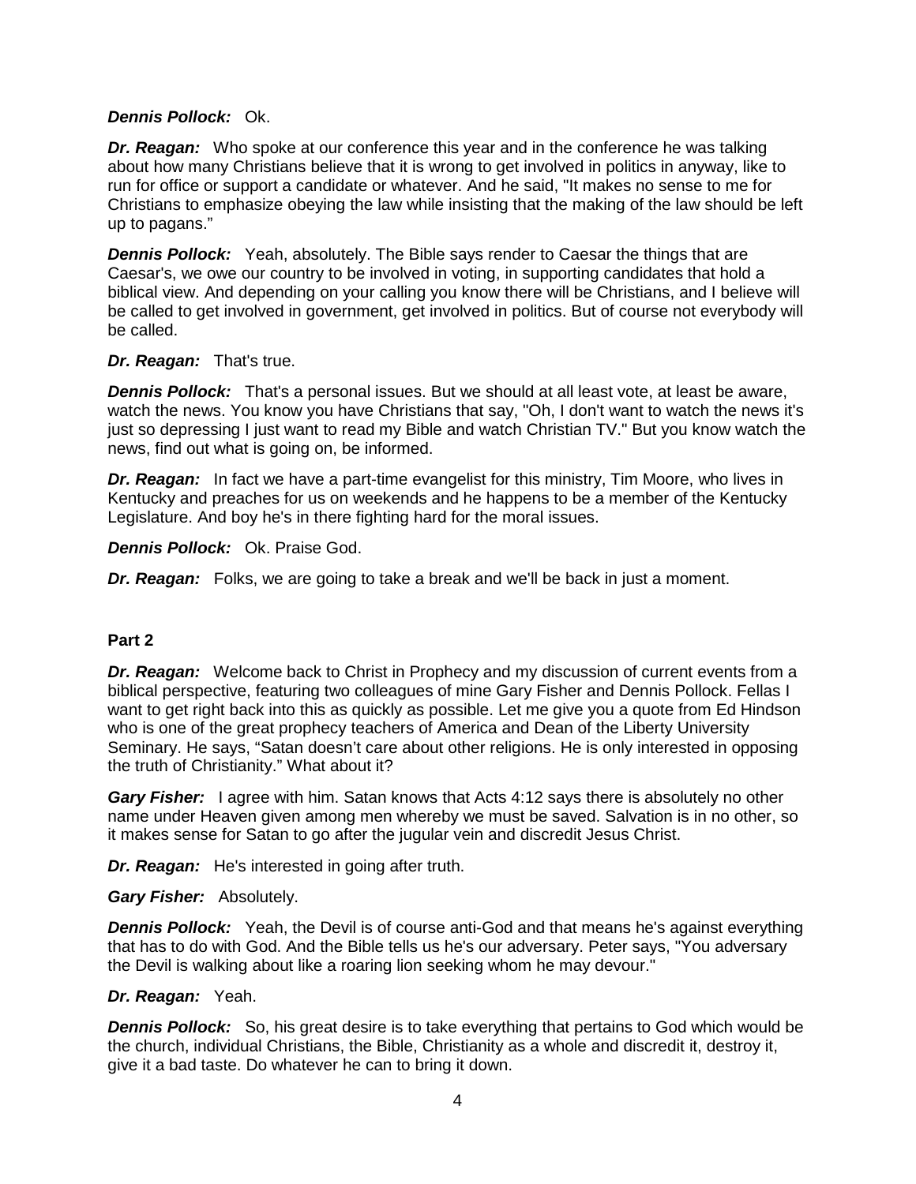***Dennis Pollock:*** Ok.

***Dr. Reagan:*** Who spoke at our conference this year and in the conference he was talking about how many Christians believe that it is wrong to get involved in politics in anyway, like to run for office or support a candidate or whatever. And he said, "It makes no sense to me for Christians to emphasize obeying the law while insisting that the making of the law should be left up to pagans."

***Dennis Pollock:*** Yeah, absolutely. The Bible says render to Caesar the things that are Caesar's, we owe our country to be involved in voting, in supporting candidates that hold a biblical view. And depending on your calling you know there will be Christians, and I believe will be called to get involved in government, get involved in politics. But of course not everybody will be called.

***Dr. Reagan:*** That's true.

***Dennis Pollock:*** That's a personal issues. But we should at all least vote, at least be aware, watch the news. You know you have Christians that say, "Oh, I don't want to watch the news it's just so depressing I just want to read my Bible and watch Christian TV." But you know watch the news, find out what is going on, be informed.

***Dr. Reagan:*** In fact we have a part-time evangelist for this ministry, Tim Moore, who lives in Kentucky and preaches for us on weekends and he happens to be a member of the Kentucky Legislature. And boy he's in there fighting hard for the moral issues.

***Dennis Pollock:*** Ok. Praise God.

***Dr. Reagan:*** Folks, we are going to take a break and we'll be back in just a moment.

**Part 2**

***Dr. Reagan:*** Welcome back to Christ in Prophecy and my discussion of current events from a biblical perspective, featuring two colleagues of mine Gary Fisher and Dennis Pollock. Fellas I want to get right back into this as quickly as possible. Let me give you a quote from Ed Hindson who is one of the great prophecy teachers of America and Dean of the Liberty University Seminary. He says, "Satan doesn't care about other religions. He is only interested in opposing the truth of Christianity." What about it?

***Gary Fisher:*** I agree with him. Satan knows that Acts 4:12 says there is absolutely no other name under Heaven given among men whereby we must be saved. Salvation is in no other, so it makes sense for Satan to go after the jugular vein and discredit Jesus Christ.

***Dr. Reagan:*** He's interested in going after truth.

***Gary Fisher:*** Absolutely.

***Dennis Pollock:*** Yeah, the Devil is of course anti-God and that means he's against everything that has to do with God. And the Bible tells us he's our adversary. Peter says, "You adversary the Devil is walking about like a roaring lion seeking whom he may devour."

***Dr. Reagan:*** Yeah.

***Dennis Pollock:*** So, his great desire is to take everything that pertains to God which would be the church, individual Christians, the Bible, Christianity as a whole and discredit it, destroy it, give it a bad taste. Do whatever he can to bring it down.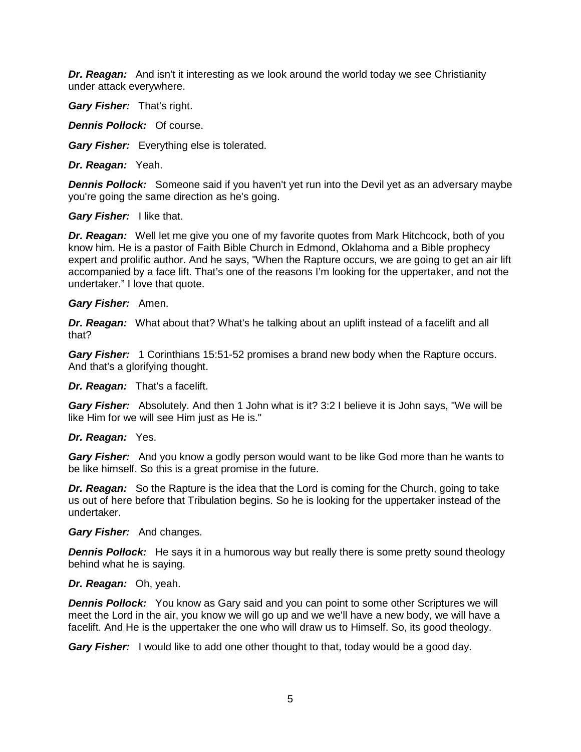***Dr. Reagan:*** And isn't it interesting as we look around the world today we see Christianity under attack everywhere.

***Gary Fisher:*** That's right.

***Dennis Pollock:*** Of course.

***Gary Fisher:*** Everything else is tolerated.

***Dr. Reagan:*** Yeah.

***Dennis Pollock:*** Someone said if you haven't yet run into the Devil yet as an adversary maybe you're going the same direction as he's going.

***Gary Fisher:*** I like that.

***Dr. Reagan:*** Well let me give you one of my favorite quotes from Mark Hitchcock, both of you know him. He is a pastor of Faith Bible Church in Edmond, Oklahoma and a Bible prophecy expert and prolific author. And he says, "When the Rapture occurs, we are going to get an air lift accompanied by a face lift. That's one of the reasons I'm looking for the uppertaker, and not the undertaker." I love that quote.

***Gary Fisher:*** Amen.

***Dr. Reagan:*** What about that? What's he talking about an uplift instead of a facelift and all that?

***Gary Fisher:*** 1 Corinthians 15:51-52 promises a brand new body when the Rapture occurs. And that's a glorifying thought.

***Dr. Reagan:*** That's a facelift.

***Gary Fisher:*** Absolutely. And then 1 John what is it? 3:2 I believe it is John says, "We will be like Him for we will see Him just as He is."

***Dr. Reagan:*** Yes.

***Gary Fisher:*** And you know a godly person would want to be like God more than he wants to be like himself. So this is a great promise in the future.

***Dr. Reagan:*** So the Rapture is the idea that the Lord is coming for the Church, going to take us out of here before that Tribulation begins. So he is looking for the uppertaker instead of the undertaker.

***Gary Fisher:*** And changes.

***Dennis Pollock:*** He says it in a humorous way but really there is some pretty sound theology behind what he is saying.

***Dr. Reagan:*** Oh, yeah.

***Dennis Pollock:*** You know as Gary said and you can point to some other Scriptures we will meet the Lord in the air, you know we will go up and we we'll have a new body, we will have a facelift. And He is the uppertaker the one who will draw us to Himself. So, its good theology.

***Gary Fisher:*** I would like to add one other thought to that, today would be a good day.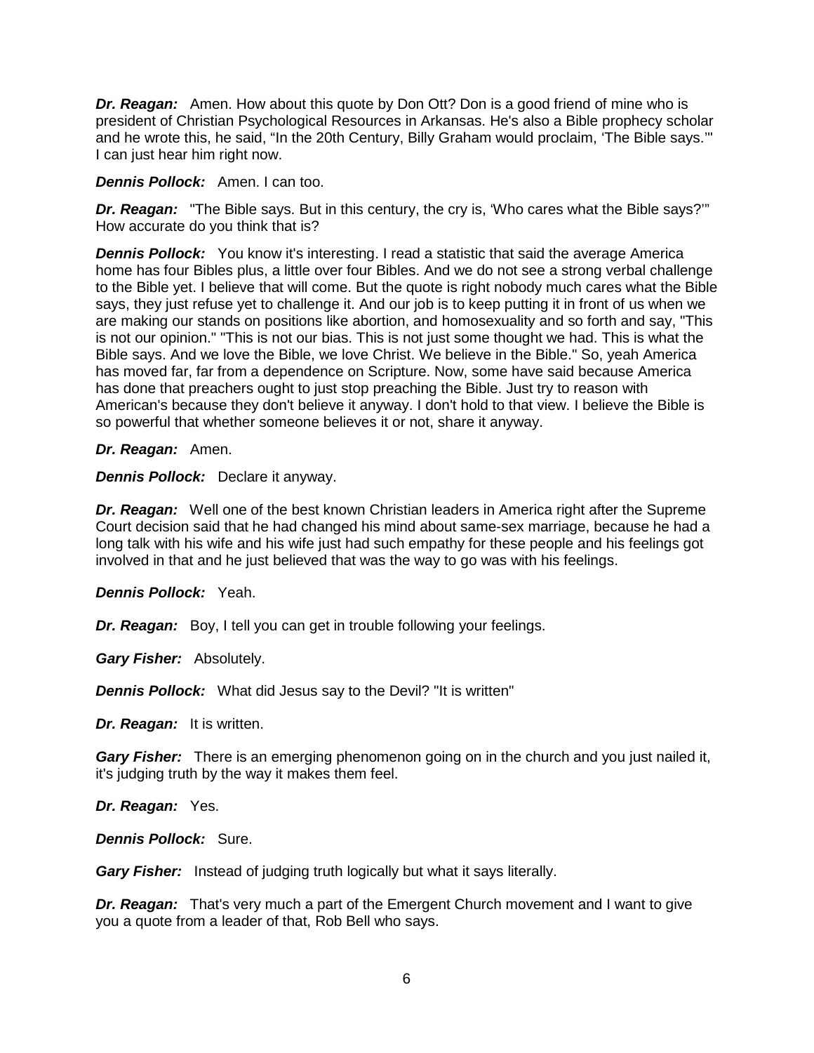***Dr. Reagan:*** Amen. How about this quote by Don Ott? Don is a good friend of mine who is president of Christian Psychological Resources in Arkansas. He's also a Bible prophecy scholar and he wrote this, he said, "In the 20th Century, Billy Graham would proclaim, 'The Bible says.'" I can just hear him right now.

***Dennis Pollock:*** Amen. I can too.

***Dr. Reagan:*** "The Bible says. But in this century, the cry is, 'Who cares what the Bible says?'" How accurate do you think that is?

***Dennis Pollock:*** You know it's interesting. I read a statistic that said the average America home has four Bibles plus, a little over four Bibles. And we do not see a strong verbal challenge to the Bible yet. I believe that will come. But the quote is right nobody much cares what the Bible says, they just refuse yet to challenge it. And our job is to keep putting it in front of us when we are making our stands on positions like abortion, and homosexuality and so forth and say, "This is not our opinion." "This is not our bias. This is not just some thought we had. This is what the Bible says. And we love the Bible, we love Christ. We believe in the Bible." So, yeah America has moved far, far from a dependence on Scripture. Now, some have said because America has done that preachers ought to just stop preaching the Bible. Just try to reason with American's because they don't believe it anyway. I don't hold to that view. I believe the Bible is so powerful that whether someone believes it or not, share it anyway.

***Dr. Reagan:*** Amen.

***Dennis Pollock:*** Declare it anyway.

***Dr. Reagan:*** Well one of the best known Christian leaders in America right after the Supreme Court decision said that he had changed his mind about same-sex marriage, because he had a long talk with his wife and his wife just had such empathy for these people and his feelings got involved in that and he just believed that was the way to go was with his feelings.

***Dennis Pollock:*** Yeah.

***Dr. Reagan:*** Boy, I tell you can get in trouble following your feelings.

***Gary Fisher:*** Absolutely.

***Dennis Pollock:*** What did Jesus say to the Devil? "It is written"

***Dr. Reagan:*** It is written.

***Gary Fisher:*** There is an emerging phenomenon going on in the church and you just nailed it, it's judging truth by the way it makes them feel.

***Dr. Reagan:*** Yes.

***Dennis Pollock:*** Sure.

***Gary Fisher:*** Instead of judging truth logically but what it says literally.

***Dr. Reagan:*** That's very much a part of the Emergent Church movement and I want to give you a quote from a leader of that, Rob Bell who says.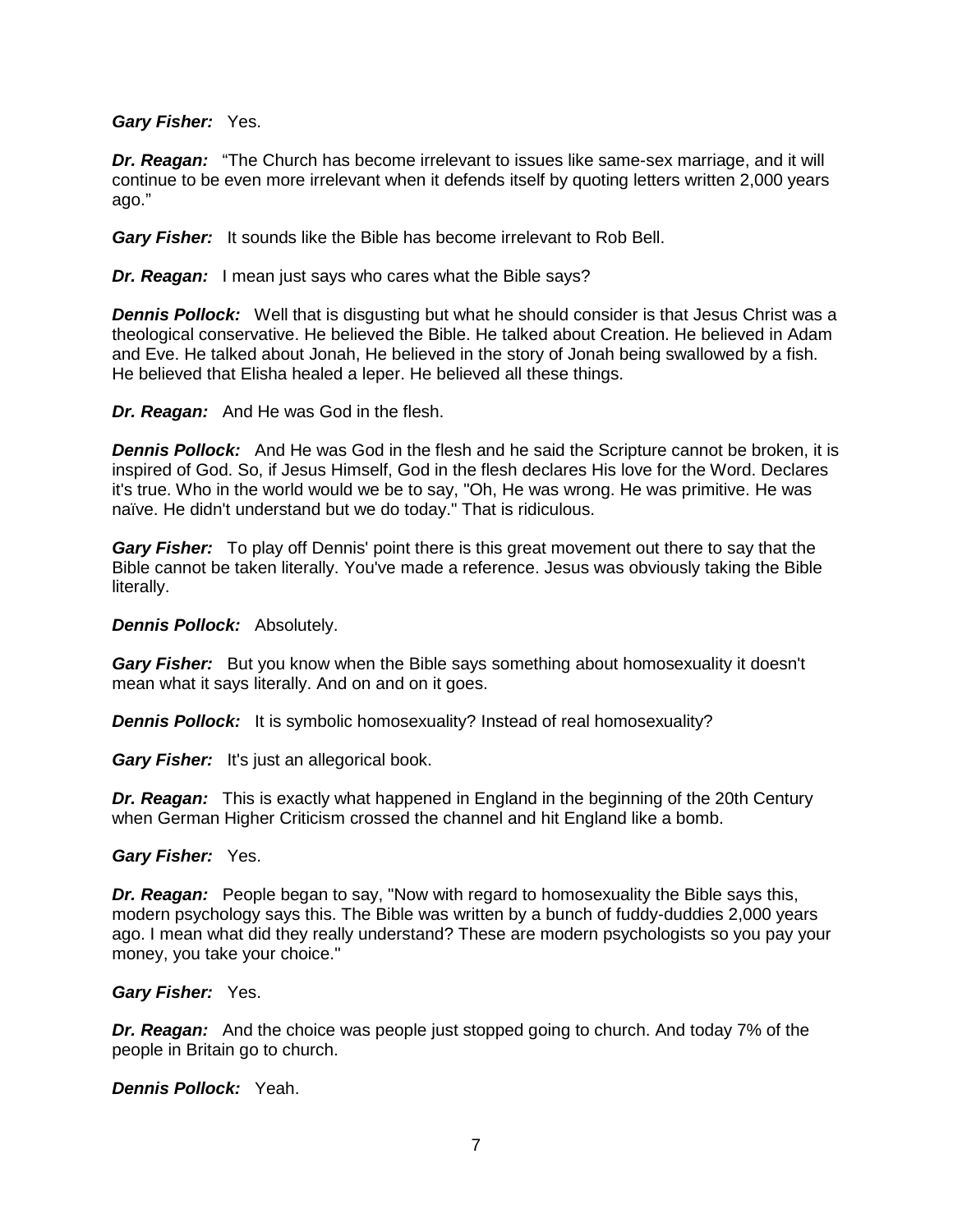***Gary Fisher:*** Yes.

***Dr. Reagan:*** "The Church has become irrelevant to issues like same-sex marriage, and it will continue to be even more irrelevant when it defends itself by quoting letters written 2,000 years ago."

***Gary Fisher:*** It sounds like the Bible has become irrelevant to Rob Bell.

***Dr. Reagan:*** I mean just says who cares what the Bible says?

***Dennis Pollock:*** Well that is disgusting but what he should consider is that Jesus Christ was a theological conservative. He believed the Bible. He talked about Creation. He believed in Adam and Eve. He talked about Jonah, He believed in the story of Jonah being swallowed by a fish. He believed that Elisha healed a leper. He believed all these things.

***Dr. Reagan:*** And He was God in the flesh.

***Dennis Pollock:*** And He was God in the flesh and he said the Scripture cannot be broken, it is inspired of God. So, if Jesus Himself, God in the flesh declares His love for the Word. Declares it's true. Who in the world would we be to say, "Oh, He was wrong. He was primitive. He was naïve. He didn't understand but we do today." That is ridiculous.

***Gary Fisher:*** To play off Dennis' point there is this great movement out there to say that the Bible cannot be taken literally. You've made a reference. Jesus was obviously taking the Bible literally.

***Dennis Pollock:*** Absolutely.

***Gary Fisher:*** But you know when the Bible says something about homosexuality it doesn't mean what it says literally. And on and on it goes.

***Dennis Pollock:*** It is symbolic homosexuality? Instead of real homosexuality?

***Gary Fisher:*** It's just an allegorical book.

***Dr. Reagan:*** This is exactly what happened in England in the beginning of the 20th Century when German Higher Criticism crossed the channel and hit England like a bomb.

***Gary Fisher:*** Yes.

***Dr. Reagan:*** People began to say, "Now with regard to homosexuality the Bible says this, modern psychology says this. The Bible was written by a bunch of fuddy-duddies 2,000 years ago. I mean what did they really understand? These are modern psychologists so you pay your money, you take your choice."

***Gary Fisher:*** Yes.

***Dr. Reagan:*** And the choice was people just stopped going to church. And today 7% of the people in Britain go to church.

***Dennis Pollock:*** Yeah.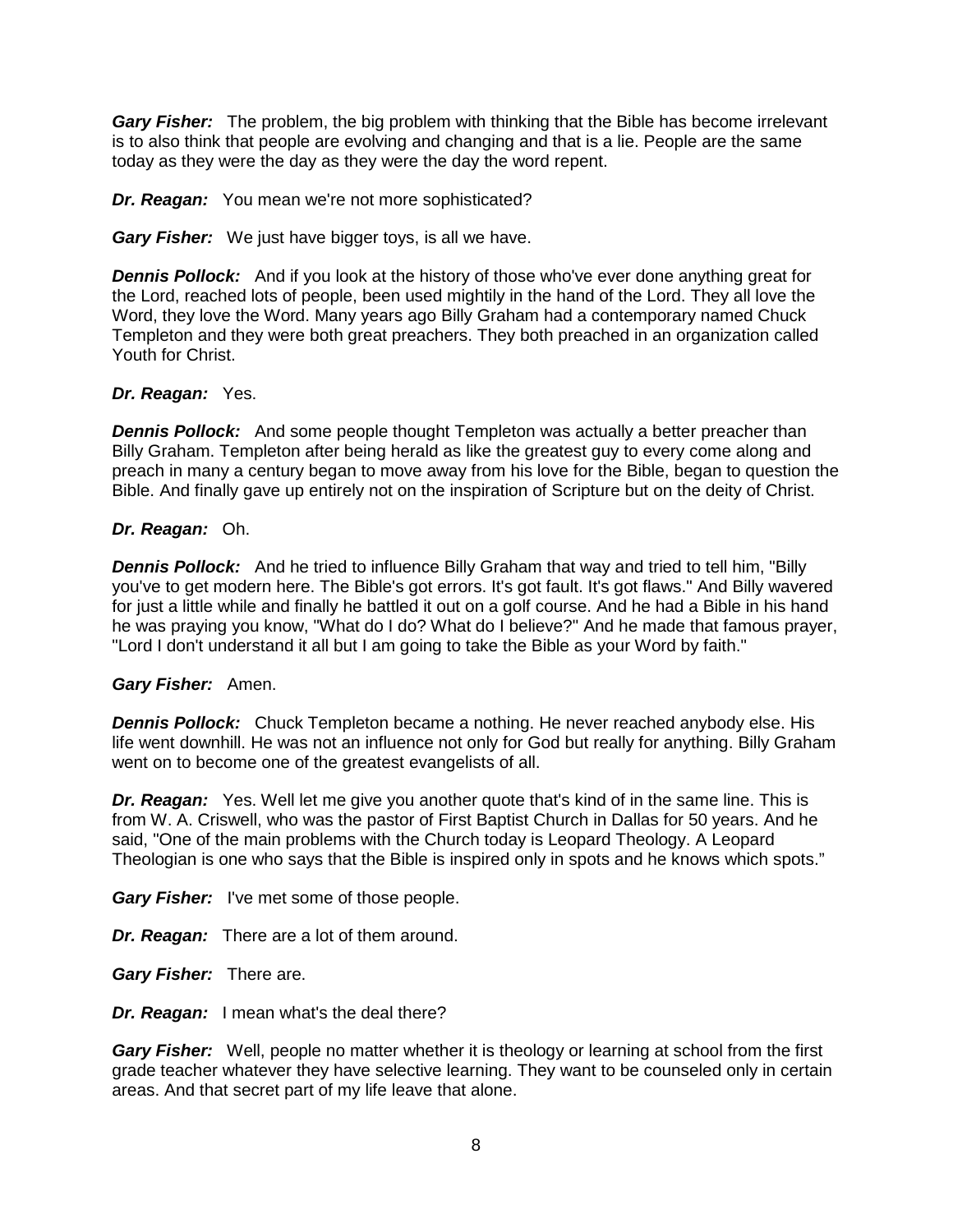***Gary Fisher:*** The problem, the big problem with thinking that the Bible has become irrelevant is to also think that people are evolving and changing and that is a lie. People are the same today as they were the day as they were the day the word repent.

***Dr. Reagan:*** You mean we're not more sophisticated?

***Gary Fisher:*** We just have bigger toys, is all we have.

***Dennis Pollock:*** And if you look at the history of those who've ever done anything great for the Lord, reached lots of people, been used mightily in the hand of the Lord. They all love the Word, they love the Word. Many years ago Billy Graham had a contemporary named Chuck Templeton and they were both great preachers. They both preached in an organization called Youth for Christ.

***Dr. Reagan:*** Yes.

***Dennis Pollock:*** And some people thought Templeton was actually a better preacher than Billy Graham. Templeton after being herald as like the greatest guy to every come along and preach in many a century began to move away from his love for the Bible, began to question the Bible. And finally gave up entirely not on the inspiration of Scripture but on the deity of Christ.

***Dr. Reagan:*** Oh.

***Dennis Pollock:*** And he tried to influence Billy Graham that way and tried to tell him, "Billy you've to get modern here. The Bible's got errors. It's got fault. It's got flaws." And Billy wavered for just a little while and finally he battled it out on a golf course. And he had a Bible in his hand he was praying you know, "What do I do? What do I believe?" And he made that famous prayer, "Lord I don't understand it all but I am going to take the Bible as your Word by faith."

***Gary Fisher:*** Amen.

***Dennis Pollock:*** Chuck Templeton became a nothing. He never reached anybody else. His life went downhill. He was not an influence not only for God but really for anything. Billy Graham went on to become one of the greatest evangelists of all.

***Dr. Reagan:*** Yes. Well let me give you another quote that's kind of in the same line. This is from W. A. Criswell, who was the pastor of First Baptist Church in Dallas for 50 years. And he said, "One of the main problems with the Church today is Leopard Theology. A Leopard Theologian is one who says that the Bible is inspired only in spots and he knows which spots."

***Gary Fisher:*** I've met some of those people.

***Dr. Reagan:*** There are a lot of them around.

***Gary Fisher:*** There are.

***Dr. Reagan:*** I mean what's the deal there?

***Gary Fisher:*** Well, people no matter whether it is theology or learning at school from the first grade teacher whatever they have selective learning. They want to be counseled only in certain areas. And that secret part of my life leave that alone.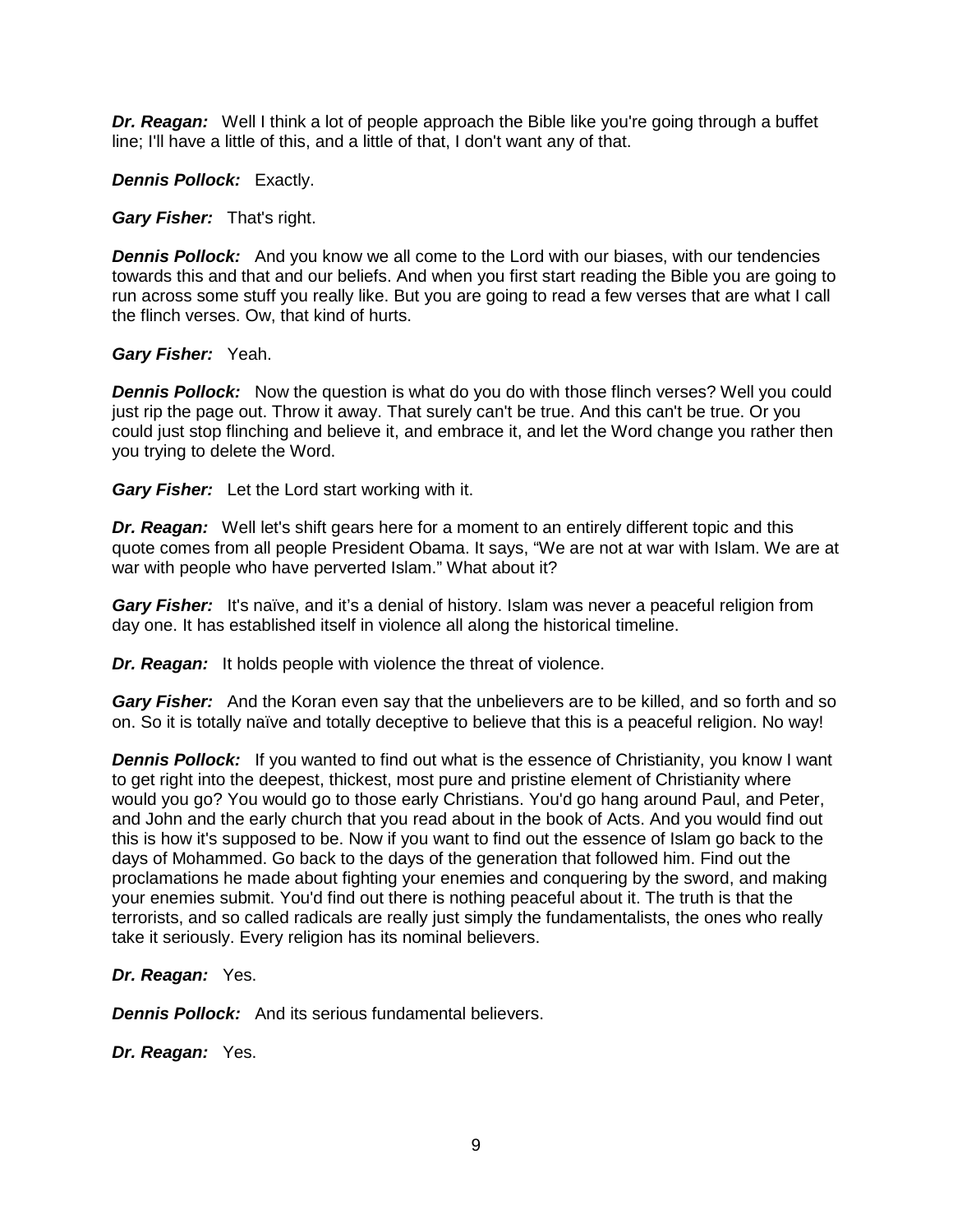***Dr. Reagan:*** Well I think a lot of people approach the Bible like you're going through a buffet line; I'll have a little of this, and a little of that, I don't want any of that.

***Dennis Pollock:*** Exactly.

***Gary Fisher:*** That's right.

***Dennis Pollock:*** And you know we all come to the Lord with our biases, with our tendencies towards this and that and our beliefs. And when you first start reading the Bible you are going to run across some stuff you really like. But you are going to read a few verses that are what I call the flinch verses. Ow, that kind of hurts.

***Gary Fisher:*** Yeah.

***Dennis Pollock:*** Now the question is what do you do with those flinch verses? Well you could just rip the page out. Throw it away. That surely can't be true. And this can't be true. Or you could just stop flinching and believe it, and embrace it, and let the Word change you rather then you trying to delete the Word.

***Gary Fisher:*** Let the Lord start working with it.

***Dr. Reagan:*** Well let's shift gears here for a moment to an entirely different topic and this quote comes from all people President Obama. It says, "We are not at war with Islam. We are at war with people who have perverted Islam." What about it?

***Gary Fisher:*** It's naïve, and it's a denial of history. Islam was never a peaceful religion from day one. It has established itself in violence all along the historical timeline.

***Dr. Reagan:*** It holds people with violence the threat of violence.

***Gary Fisher:*** And the Koran even say that the unbelievers are to be killed, and so forth and so on. So it is totally naïve and totally deceptive to believe that this is a peaceful religion. No way!

***Dennis Pollock:*** If you wanted to find out what is the essence of Christianity, you know I want to get right into the deepest, thickest, most pure and pristine element of Christianity where would you go? You would go to those early Christians. You'd go hang around Paul, and Peter, and John and the early church that you read about in the book of Acts. And you would find out this is how it's supposed to be. Now if you want to find out the essence of Islam go back to the days of Mohammed. Go back to the days of the generation that followed him. Find out the proclamations he made about fighting your enemies and conquering by the sword, and making your enemies submit. You'd find out there is nothing peaceful about it. The truth is that the terrorists, and so called radicals are really just simply the fundamentalists, the ones who really take it seriously. Every religion has its nominal believers.

***Dr. Reagan:*** Yes.

***Dennis Pollock:*** And its serious fundamental believers.

***Dr. Reagan:*** Yes.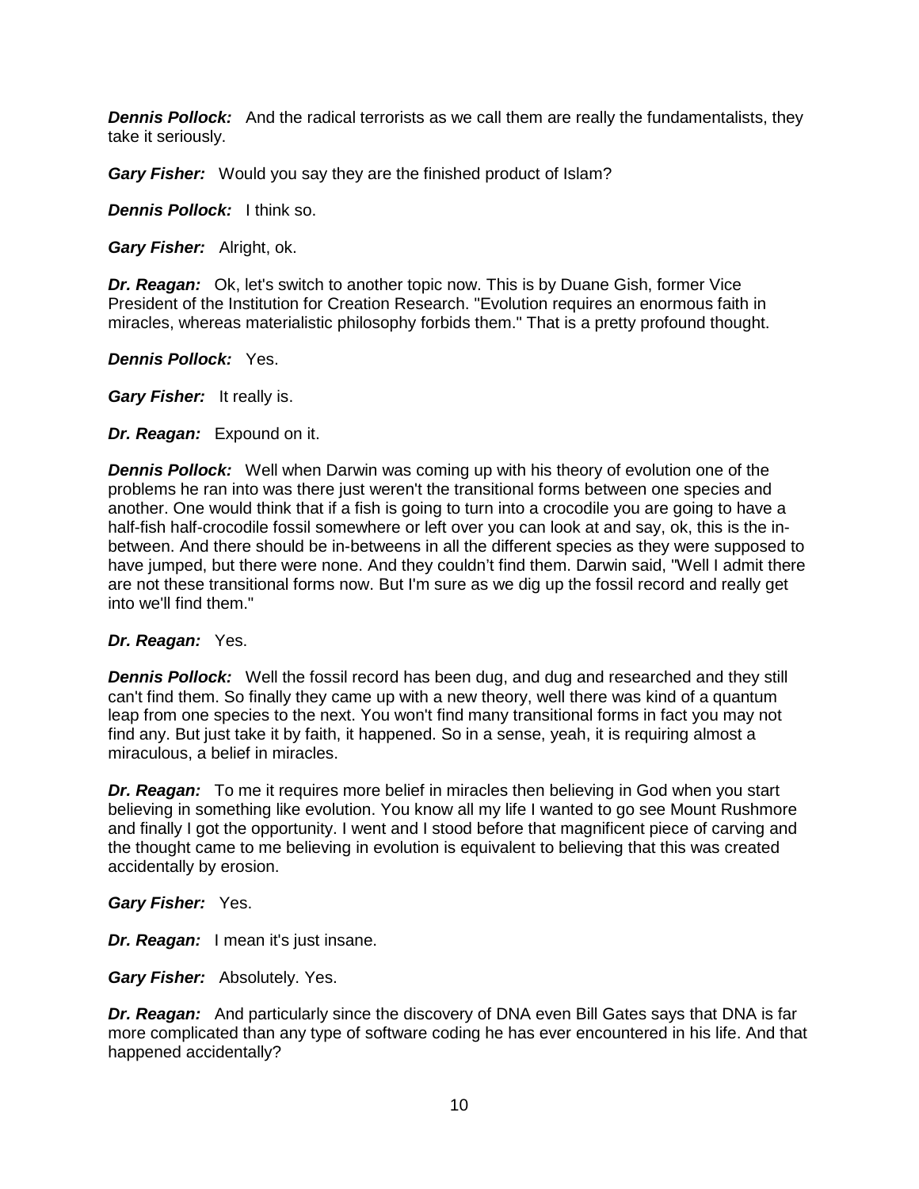***Dennis Pollock:*** And the radical terrorists as we call them are really the fundamentalists, they take it seriously.

***Gary Fisher:*** Would you say they are the finished product of Islam?

***Dennis Pollock:*** I think so.

***Gary Fisher:*** Alright, ok.

***Dr. Reagan:*** Ok, let's switch to another topic now. This is by Duane Gish, former Vice President of the Institution for Creation Research. "Evolution requires an enormous faith in miracles, whereas materialistic philosophy forbids them." That is a pretty profound thought.

***Dennis Pollock:*** Yes.

***Gary Fisher:*** It really is.

***Dr. Reagan:*** Expound on it.

***Dennis Pollock:*** Well when Darwin was coming up with his theory of evolution one of the problems he ran into was there just weren't the transitional forms between one species and another. One would think that if a fish is going to turn into a crocodile you are going to have a half-fish half-crocodile fossil somewhere or left over you can look at and say, ok, this is the in-between. And there should be in-betweens in all the different species as they were supposed to have jumped, but there were none. And they couldn't find them. Darwin said, "Well I admit there are not these transitional forms now. But I'm sure as we dig up the fossil record and really get into we'll find them."

***Dr. Reagan:*** Yes.

***Dennis Pollock:*** Well the fossil record has been dug, and dug and researched and they still can't find them. So finally they came up with a new theory, well there was kind of a quantum leap from one species to the next. You won't find many transitional forms in fact you may not find any. But just take it by faith, it happened. So in a sense, yeah, it is requiring almost a miraculous, a belief in miracles.

***Dr. Reagan:*** To me it requires more belief in miracles then believing in God when you start believing in something like evolution. You know all my life I wanted to go see Mount Rushmore and finally I got the opportunity. I went and I stood before that magnificent piece of carving and the thought came to me believing in evolution is equivalent to believing that this was created accidentally by erosion.

***Gary Fisher:*** Yes.

***Dr. Reagan:*** I mean it's just insane.

***Gary Fisher:*** Absolutely. Yes.

***Dr. Reagan:*** And particularly since the discovery of DNA even Bill Gates says that DNA is far more complicated than any type of software coding he has ever encountered in his life. And that happened accidentally?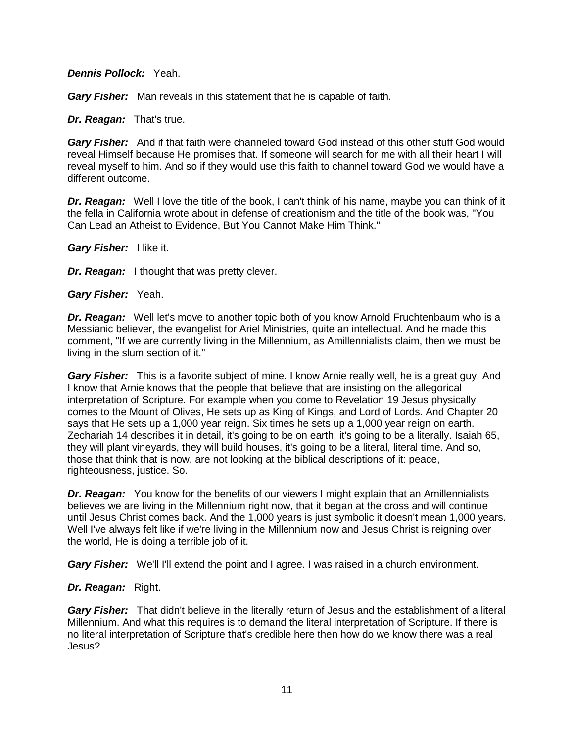***Dennis Pollock:*** Yeah.

***Gary Fisher:*** Man reveals in this statement that he is capable of faith.

***Dr. Reagan:*** That's true.

***Gary Fisher:*** And if that faith were channeled toward God instead of this other stuff God would reveal Himself because He promises that. If someone will search for me with all their heart I will reveal myself to him. And so if they would use this faith to channel toward God we would have a different outcome.

***Dr. Reagan:*** Well I love the title of the book, I can't think of his name, maybe you can think of it the fella in California wrote about in defense of creationism and the title of the book was, "You Can Lead an Atheist to Evidence, But You Cannot Make Him Think."

***Gary Fisher:*** I like it.

***Dr. Reagan:*** I thought that was pretty clever.

***Gary Fisher:*** Yeah.

***Dr. Reagan:*** Well let's move to another topic both of you know Arnold Fruchtenbaum who is a Messianic believer, the evangelist for Ariel Ministries, quite an intellectual. And he made this comment, "If we are currently living in the Millennium, as Amillennialists claim, then we must be living in the slum section of it."

***Gary Fisher:*** This is a favorite subject of mine. I know Arnie really well, he is a great guy. And I know that Arnie knows that the people that believe that are insisting on the allegorical interpretation of Scripture. For example when you come to Revelation 19 Jesus physically comes to the Mount of Olives, He sets up as King of Kings, and Lord of Lords. And Chapter 20 says that He sets up a 1,000 year reign. Six times he sets up a 1,000 year reign on earth. Zechariah 14 describes it in detail, it's going to be on earth, it's going to be a literally. Isaiah 65, they will plant vineyards, they will build houses, it's going to be a literal, literal time. And so, those that think that is now, are not looking at the biblical descriptions of it: peace, righteousness, justice. So.

***Dr. Reagan:*** You know for the benefits of our viewers I might explain that an Amillennialists believes we are living in the Millennium right now, that it began at the cross and will continue until Jesus Christ comes back. And the 1,000 years is just symbolic it doesn't mean 1,000 years. Well I've always felt like if we're living in the Millennium now and Jesus Christ is reigning over the world, He is doing a terrible job of it.

***Gary Fisher:*** We'll I'll extend the point and I agree. I was raised in a church environment.

***Dr. Reagan:*** Right.

***Gary Fisher:*** That didn't believe in the literally return of Jesus and the establishment of a literal Millennium. And what this requires is to demand the literal interpretation of Scripture. If there is no literal interpretation of Scripture that's credible here then how do we know there was a real Jesus?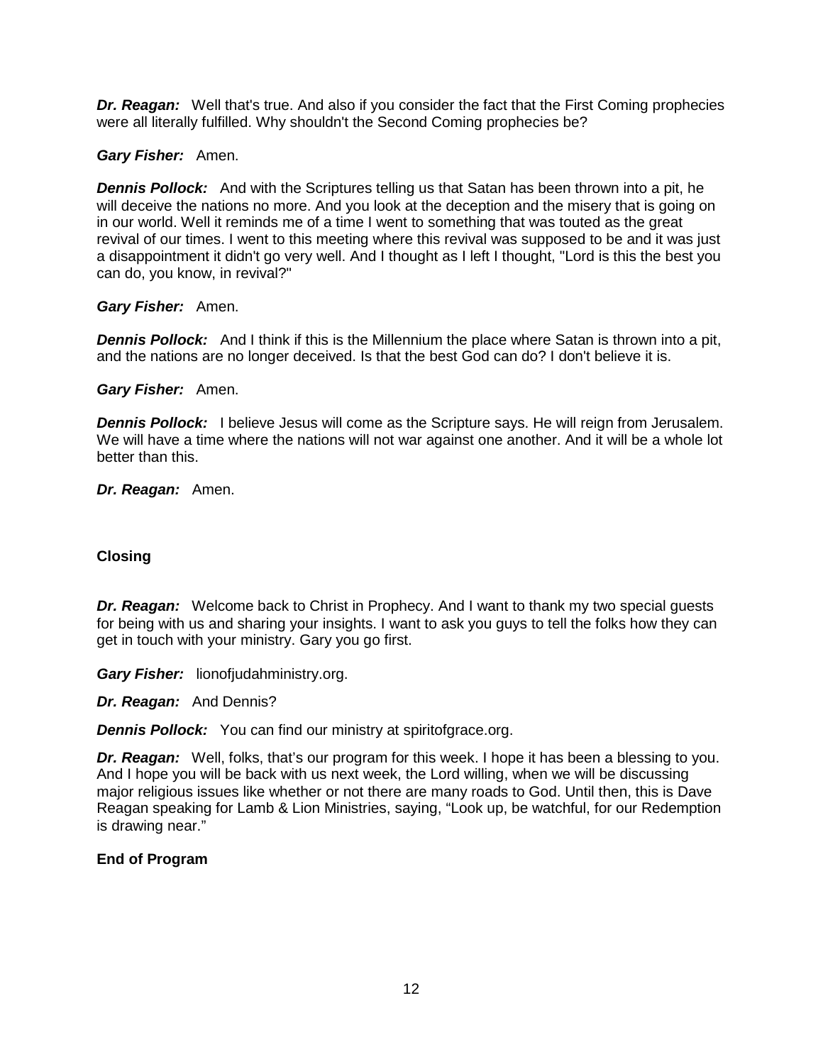***Dr. Reagan:*** Well that's true. And also if you consider the fact that the First Coming prophecies were all literally fulfilled. Why shouldn't the Second Coming prophecies be?

***Gary Fisher:*** Amen.

***Dennis Pollock:*** And with the Scriptures telling us that Satan has been thrown into a pit, he will deceive the nations no more. And you look at the deception and the misery that is going on in our world. Well it reminds me of a time I went to something that was touted as the great revival of our times. I went to this meeting where this revival was supposed to be and it was just a disappointment it didn't go very well. And I thought as I left I thought, "Lord is this the best you can do, you know, in revival?"

***Gary Fisher:*** Amen.

***Dennis Pollock:*** And I think if this is the Millennium the place where Satan is thrown into a pit, and the nations are no longer deceived. Is that the best God can do? I don't believe it is.

***Gary Fisher:*** Amen.

***Dennis Pollock:*** I believe Jesus will come as the Scripture says. He will reign from Jerusalem. We will have a time where the nations will not war against one another. And it will be a whole lot better than this.

***Dr. Reagan:*** Amen.

**Closing**

***Dr. Reagan:*** Welcome back to Christ in Prophecy. And I want to thank my two special guests for being with us and sharing your insights. I want to ask you guys to tell the folks how they can get in touch with your ministry. Gary you go first.

***Gary Fisher:*** lionofjudahministry.org.

***Dr. Reagan:*** And Dennis?

***Dennis Pollock:*** You can find our ministry at spiritofgrace.org.

***Dr. Reagan:*** Well, folks, that's our program for this week. I hope it has been a blessing to you. And I hope you will be back with us next week, the Lord willing, when we will be discussing major religious issues like whether or not there are many roads to God. Until then, this is Dave Reagan speaking for Lamb & Lion Ministries, saying, "Look up, be watchful, for our Redemption is drawing near."

**End of Program**